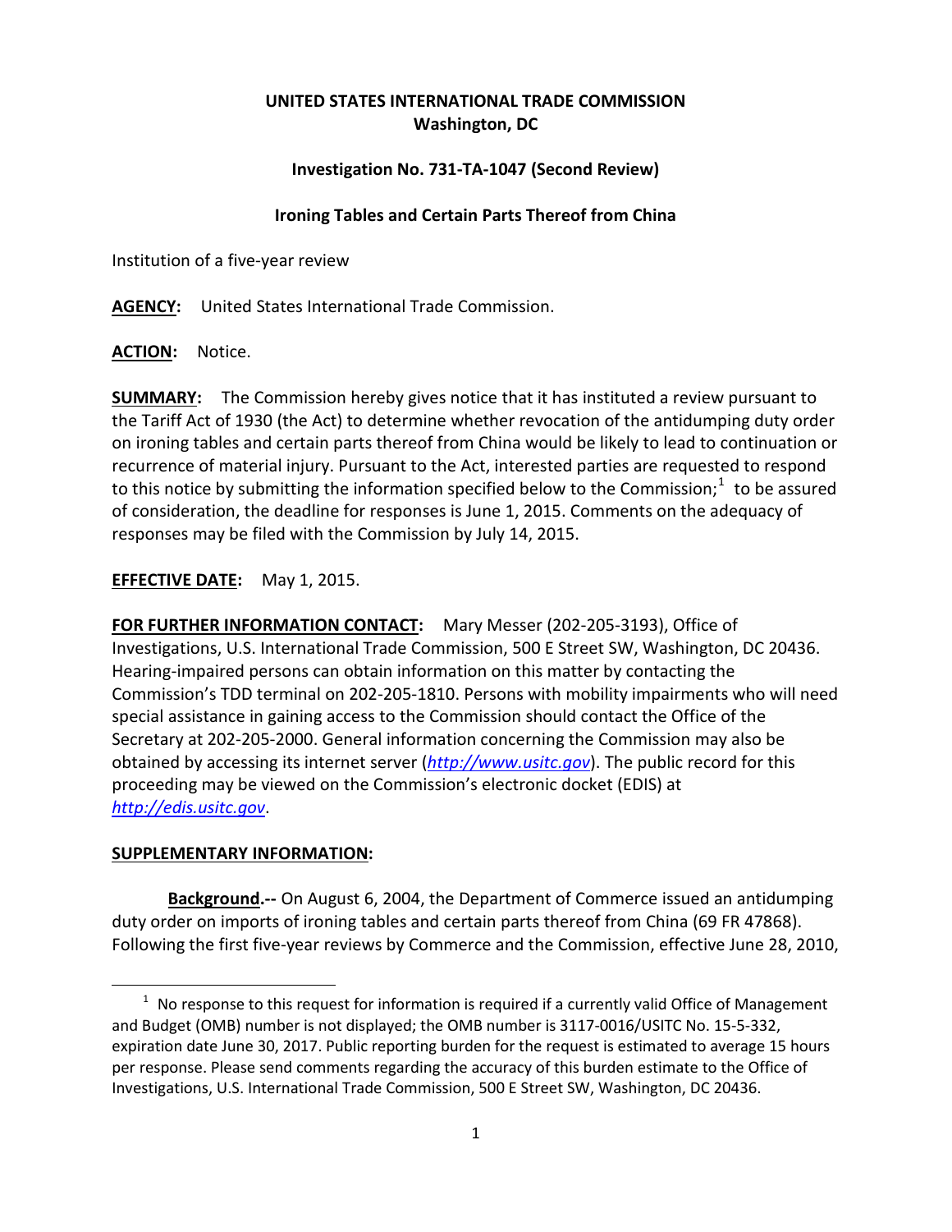**UNITED STATES INTERNATIONAL TRADE COMMISSION**
**Washington, DC**

**Investigation No. 731-TA-1047 (Second Review)**

**Ironing Tables and Certain Parts Thereof from China**

Institution of a five-year review

**AGENCY:** United States International Trade Commission.

**ACTION:** Notice.

**SUMMARY:** The Commission hereby gives notice that it has instituted a review pursuant to the Tariff Act of 1930 (the Act) to determine whether revocation of the antidumping duty order on ironing tables and certain parts thereof from China would be likely to lead to continuation or recurrence of material injury. Pursuant to the Act, interested parties are requested to respond to this notice by submitting the information specified below to the Commission;[1] to be assured of consideration, the deadline for responses is June 1, 2015. Comments on the adequacy of responses may be filed with the Commission by July 14, 2015.

**EFFECTIVE DATE:** May 1, 2015.

**FOR FURTHER INFORMATION CONTACT:** Mary Messer (202-205-3193), Office of Investigations, U.S. International Trade Commission, 500 E Street SW, Washington, DC 20436. Hearing-impaired persons can obtain information on this matter by contacting the Commission's TDD terminal on 202-205-1810. Persons with mobility impairments who will need special assistance in gaining access to the Commission should contact the Office of the Secretary at 202-205-2000. General information concerning the Commission may also be obtained by accessing its internet server (*http://www.usitc.gov*). The public record for this proceeding may be viewed on the Commission's electronic docket (EDIS) at *http://edis.usitc.gov*.

**SUPPLEMENTARY INFORMATION:**

**Background.--** On August 6, 2004, the Department of Commerce issued an antidumping duty order on imports of ironing tables and certain parts thereof from China (69 FR 47868). Following the first five-year reviews by Commerce and the Commission, effective June 28, 2010,

[1] No response to this request for information is required if a currently valid Office of Management and Budget (OMB) number is not displayed; the OMB number is 3117-0016/USITC No. 15-5-332, expiration date June 30, 2017. Public reporting burden for the request is estimated to average 15 hours per response. Please send comments regarding the accuracy of this burden estimate to the Office of Investigations, U.S. International Trade Commission, 500 E Street SW, Washington, DC 20436.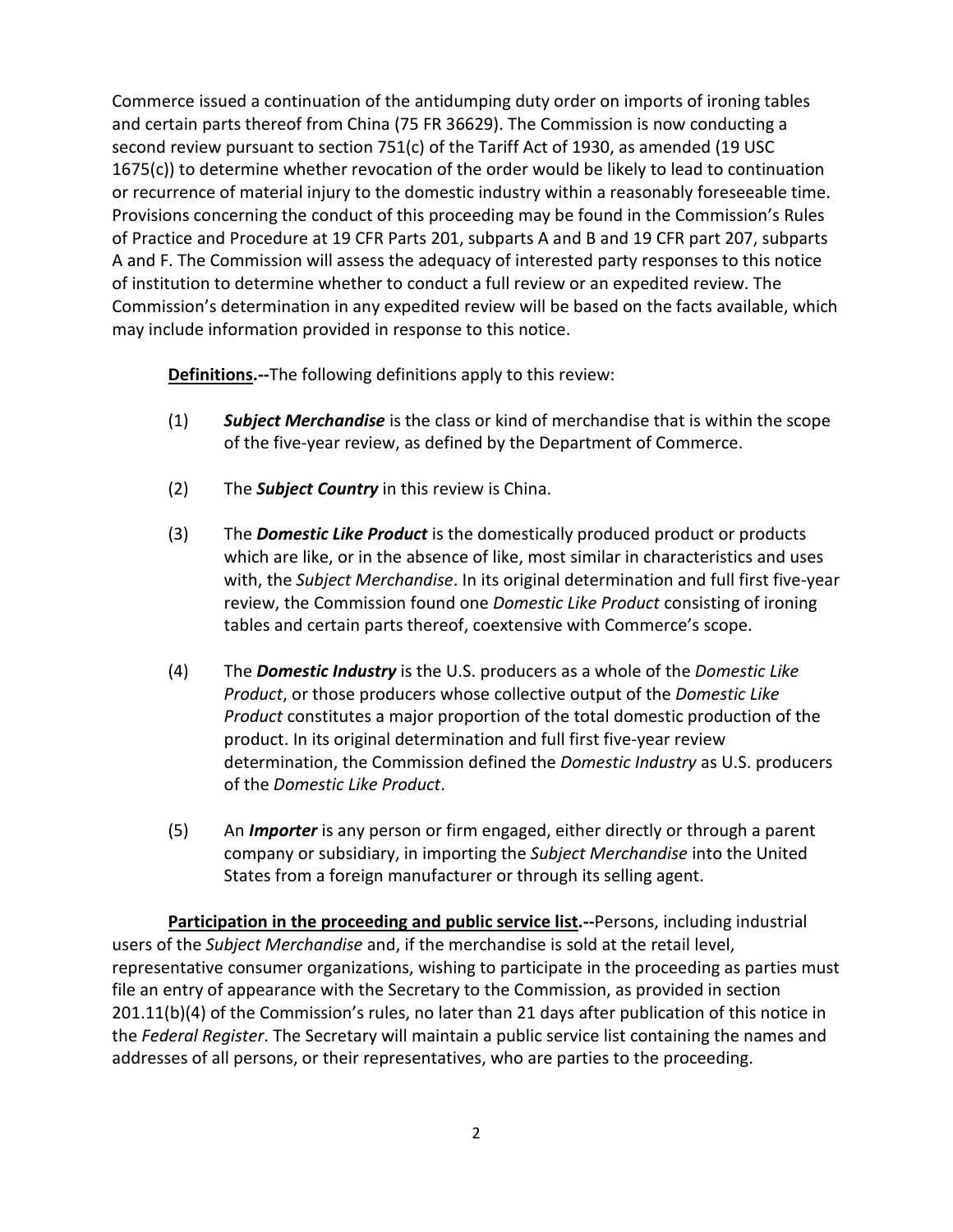Commerce issued a continuation of the antidumping duty order on imports of ironing tables and certain parts thereof from China (75 FR 36629). The Commission is now conducting a second review pursuant to section 751(c) of the Tariff Act of 1930, as amended (19 USC 1675(c)) to determine whether revocation of the order would be likely to lead to continuation or recurrence of material injury to the domestic industry within a reasonably foreseeable time. Provisions concerning the conduct of this proceeding may be found in the Commission's Rules of Practice and Procedure at 19 CFR Parts 201, subparts A and B and 19 CFR part 207, subparts A and F. The Commission will assess the adequacy of interested party responses to this notice of institution to determine whether to conduct a full review or an expedited review. The Commission's determination in any expedited review will be based on the facts available, which may include information provided in response to this notice.

**Definitions.--**The following definitions apply to this review:

(1) ***Subject Merchandise*** is the class or kind of merchandise that is within the scope of the five-year review, as defined by the Department of Commerce.

(2) The ***Subject Country*** in this review is China.

(3) The ***Domestic Like Product*** is the domestically produced product or products which are like, or in the absence of like, most similar in characteristics and uses with, the *Subject Merchandise*. In its original determination and full first five-year review, the Commission found one *Domestic Like Product* consisting of ironing tables and certain parts thereof, coextensive with Commerce's scope.

(4) The ***Domestic Industry*** is the U.S. producers as a whole of the *Domestic Like Product*, or those producers whose collective output of the *Domestic Like Product* constitutes a major proportion of the total domestic production of the product. In its original determination and full first five-year review determination, the Commission defined the *Domestic Industry* as U.S. producers of the *Domestic Like Product*.

(5) An ***Importer*** is any person or firm engaged, either directly or through a parent company or subsidiary, in importing the *Subject Merchandise* into the United States from a foreign manufacturer or through its selling agent.

**Participation in the proceeding and public service list.--**Persons, including industrial users of the *Subject Merchandise* and, if the merchandise is sold at the retail level, representative consumer organizations, wishing to participate in the proceeding as parties must file an entry of appearance with the Secretary to the Commission, as provided in section 201.11(b)(4) of the Commission's rules, no later than 21 days after publication of this notice in the *Federal Register*. The Secretary will maintain a public service list containing the names and addresses of all persons, or their representatives, who are parties to the proceeding.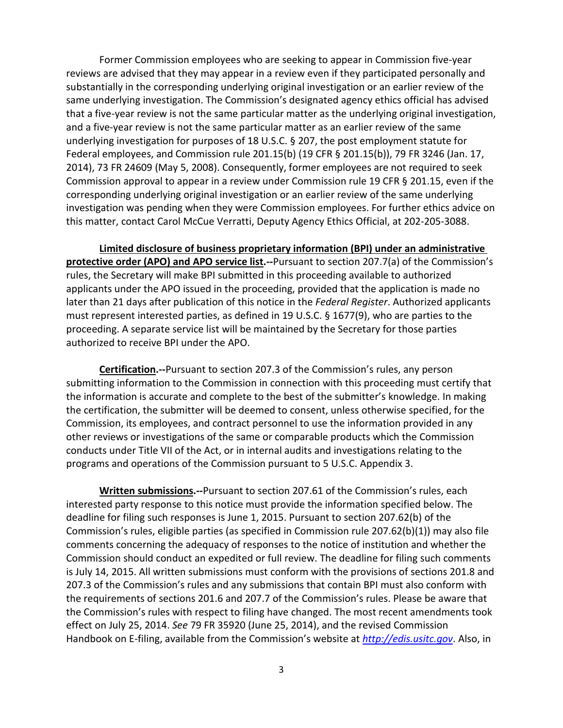Former Commission employees who are seeking to appear in Commission five-year reviews are advised that they may appear in a review even if they participated personally and substantially in the corresponding underlying original investigation or an earlier review of the same underlying investigation. The Commission's designated agency ethics official has advised that a five-year review is not the same particular matter as the underlying original investigation, and a five-year review is not the same particular matter as an earlier review of the same underlying investigation for purposes of 18 U.S.C. § 207, the post employment statute for Federal employees, and Commission rule 201.15(b) (19 CFR § 201.15(b)), 79 FR 3246 (Jan. 17, 2014), 73 FR 24609 (May 5, 2008). Consequently, former employees are not required to seek Commission approval to appear in a review under Commission rule 19 CFR § 201.15, even if the corresponding underlying original investigation or an earlier review of the same underlying investigation was pending when they were Commission employees. For further ethics advice on this matter, contact Carol McCue Verratti, Deputy Agency Ethics Official, at 202-205-3088.

**Limited disclosure of business proprietary information (BPI) under an administrative protective order (APO) and APO service list.--**Pursuant to section 207.7(a) of the Commission's rules, the Secretary will make BPI submitted in this proceeding available to authorized applicants under the APO issued in the proceeding, provided that the application is made no later than 21 days after publication of this notice in the *Federal Register*. Authorized applicants must represent interested parties, as defined in 19 U.S.C. § 1677(9), who are parties to the proceeding. A separate service list will be maintained by the Secretary for those parties authorized to receive BPI under the APO.

**Certification.--**Pursuant to section 207.3 of the Commission's rules, any person submitting information to the Commission in connection with this proceeding must certify that the information is accurate and complete to the best of the submitter's knowledge. In making the certification, the submitter will be deemed to consent, unless otherwise specified, for the Commission, its employees, and contract personnel to use the information provided in any other reviews or investigations of the same or comparable products which the Commission conducts under Title VII of the Act, or in internal audits and investigations relating to the programs and operations of the Commission pursuant to 5 U.S.C. Appendix 3.

**Written submissions.--**Pursuant to section 207.61 of the Commission's rules, each interested party response to this notice must provide the information specified below. The deadline for filing such responses is June 1, 2015. Pursuant to section 207.62(b) of the Commission's rules, eligible parties (as specified in Commission rule 207.62(b)(1)) may also file comments concerning the adequacy of responses to the notice of institution and whether the Commission should conduct an expedited or full review. The deadline for filing such comments is July 14, 2015. All written submissions must conform with the provisions of sections 201.8 and 207.3 of the Commission's rules and any submissions that contain BPI must also conform with the requirements of sections 201.6 and 207.7 of the Commission's rules. Please be aware that the Commission's rules with respect to filing have changed. The most recent amendments took effect on July 25, 2014. *See* 79 FR 35920 (June 25, 2014), and the revised Commission Handbook on E-filing, available from the Commission's website at *http://edis.usitc.gov*. Also, in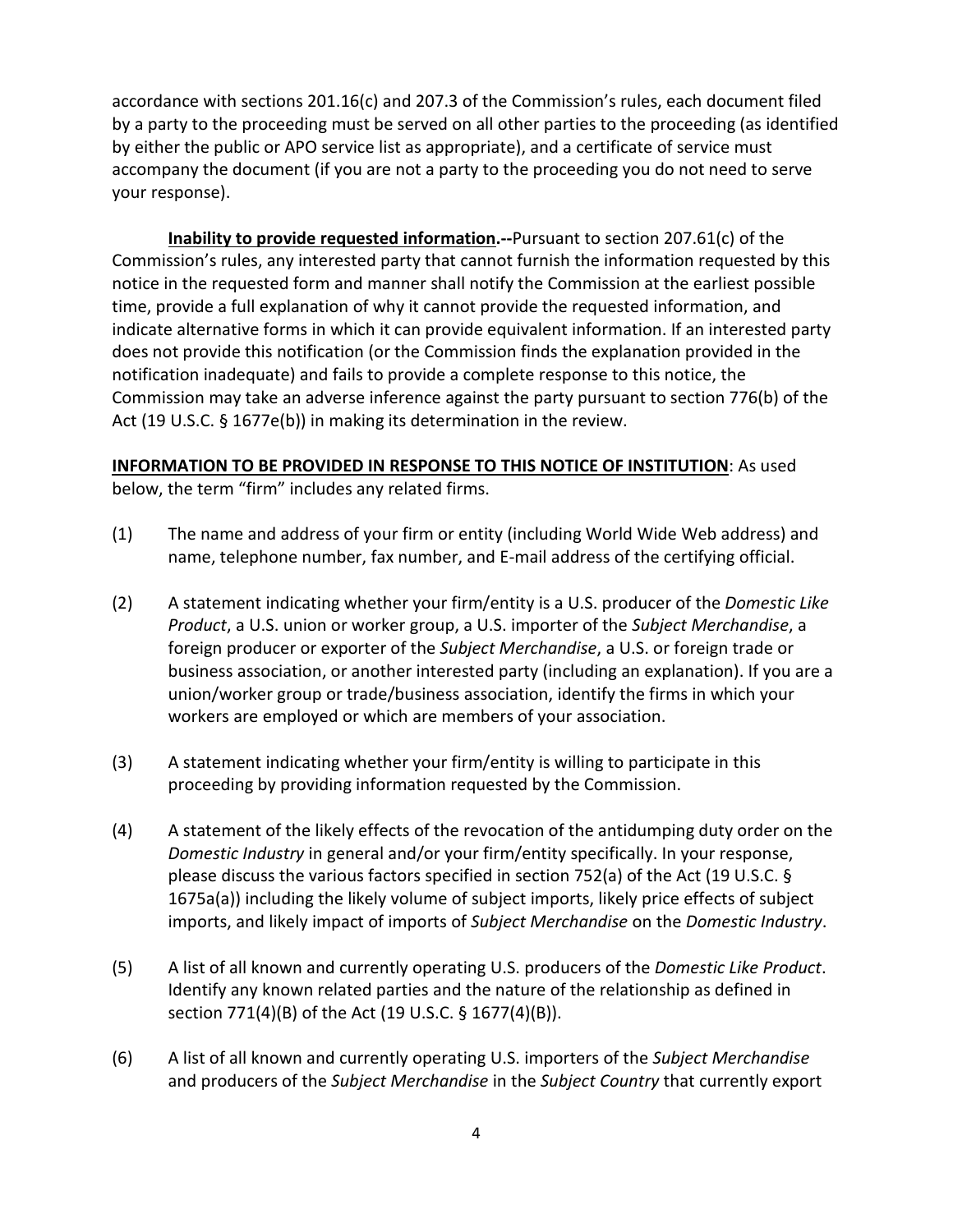accordance with sections 201.16(c) and 207.3 of the Commission's rules, each document filed by a party to the proceeding must be served on all other parties to the proceeding (as identified by either the public or APO service list as appropriate), and a certificate of service must accompany the document (if you are not a party to the proceeding you do not need to serve your response).

**Inability to provide requested information.--**Pursuant to section 207.61(c) of the Commission's rules, any interested party that cannot furnish the information requested by this notice in the requested form and manner shall notify the Commission at the earliest possible time, provide a full explanation of why it cannot provide the requested information, and indicate alternative forms in which it can provide equivalent information. If an interested party does not provide this notification (or the Commission finds the explanation provided in the notification inadequate) and fails to provide a complete response to this notice, the Commission may take an adverse inference against the party pursuant to section 776(b) of the Act (19 U.S.C. § 1677e(b)) in making its determination in the review.

**INFORMATION TO BE PROVIDED IN RESPONSE TO THIS NOTICE OF INSTITUTION**: As used below, the term "firm" includes any related firms.

(1) The name and address of your firm or entity (including World Wide Web address) and name, telephone number, fax number, and E-mail address of the certifying official.

(2) A statement indicating whether your firm/entity is a U.S. producer of the *Domestic Like Product*, a U.S. union or worker group, a U.S. importer of the *Subject Merchandise*, a foreign producer or exporter of the *Subject Merchandise*, a U.S. or foreign trade or business association, or another interested party (including an explanation). If you are a union/worker group or trade/business association, identify the firms in which your workers are employed or which are members of your association.

(3) A statement indicating whether your firm/entity is willing to participate in this proceeding by providing information requested by the Commission.

(4) A statement of the likely effects of the revocation of the antidumping duty order on the *Domestic Industry* in general and/or your firm/entity specifically. In your response, please discuss the various factors specified in section 752(a) of the Act (19 U.S.C. § 1675a(a)) including the likely volume of subject imports, likely price effects of subject imports, and likely impact of imports of *Subject Merchandise* on the *Domestic Industry*.

(5) A list of all known and currently operating U.S. producers of the *Domestic Like Product*. Identify any known related parties and the nature of the relationship as defined in section 771(4)(B) of the Act (19 U.S.C. § 1677(4)(B)).

(6) A list of all known and currently operating U.S. importers of the *Subject Merchandise* and producers of the *Subject Merchandise* in the *Subject Country* that currently export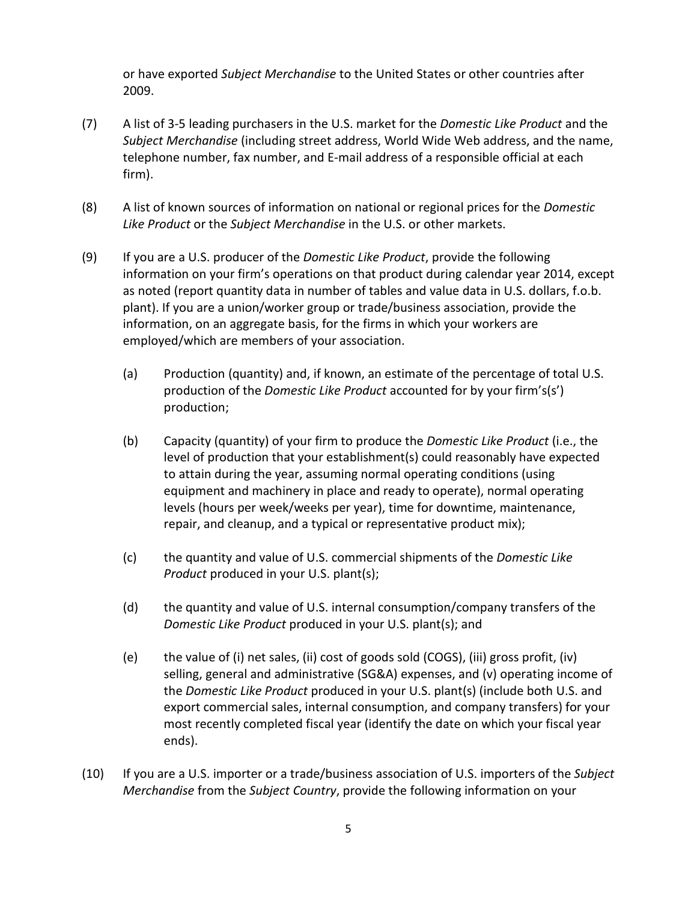or have exported *Subject Merchandise* to the United States or other countries after 2009.

(7) A list of 3-5 leading purchasers in the U.S. market for the *Domestic Like Product* and the *Subject Merchandise* (including street address, World Wide Web address, and the name, telephone number, fax number, and E-mail address of a responsible official at each firm).

(8) A list of known sources of information on national or regional prices for the *Domestic Like Product* or the *Subject Merchandise* in the U.S. or other markets.

(9) If you are a U.S. producer of the *Domestic Like Product*, provide the following information on your firm's operations on that product during calendar year 2014, except as noted (report quantity data in number of tables and value data in U.S. dollars, f.o.b. plant). If you are a union/worker group or trade/business association, provide the information, on an aggregate basis, for the firms in which your workers are employed/which are members of your association.

  (a) Production (quantity) and, if known, an estimate of the percentage of total U.S. production of the *Domestic Like Product* accounted for by your firm's(s') production;

  (b) Capacity (quantity) of your firm to produce the *Domestic Like Product* (i.e., the level of production that your establishment(s) could reasonably have expected to attain during the year, assuming normal operating conditions (using equipment and machinery in place and ready to operate), normal operating levels (hours per week/weeks per year), time for downtime, maintenance, repair, and cleanup, and a typical or representative product mix);

  (c) the quantity and value of U.S. commercial shipments of the *Domestic Like Product* produced in your U.S. plant(s);

  (d) the quantity and value of U.S. internal consumption/company transfers of the *Domestic Like Product* produced in your U.S. plant(s); and

  (e) the value of (i) net sales, (ii) cost of goods sold (COGS), (iii) gross profit, (iv) selling, general and administrative (SG&A) expenses, and (v) operating income of the *Domestic Like Product* produced in your U.S. plant(s) (include both U.S. and export commercial sales, internal consumption, and company transfers) for your most recently completed fiscal year (identify the date on which your fiscal year ends).

(10) If you are a U.S. importer or a trade/business association of U.S. importers of the *Subject Merchandise* from the *Subject Country*, provide the following information on your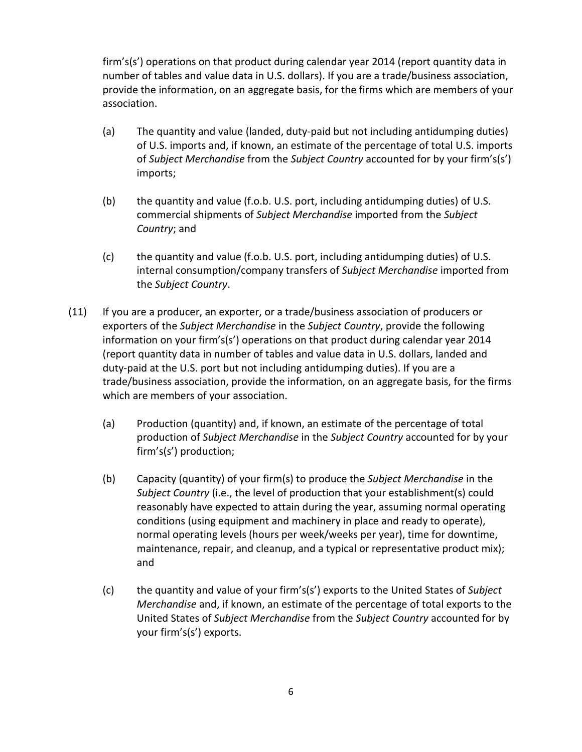firm's(s') operations on that product during calendar year 2014 (report quantity data in number of tables and value data in U.S. dollars). If you are a trade/business association, provide the information, on an aggregate basis, for the firms which are members of your association.

(a) The quantity and value (landed, duty-paid but not including antidumping duties) of U.S. imports and, if known, an estimate of the percentage of total U.S. imports of *Subject Merchandise* from the *Subject Country* accounted for by your firm's(s') imports;

(b) the quantity and value (f.o.b. U.S. port, including antidumping duties) of U.S. commercial shipments of *Subject Merchandise* imported from the *Subject Country*; and

(c) the quantity and value (f.o.b. U.S. port, including antidumping duties) of U.S. internal consumption/company transfers of *Subject Merchandise* imported from the *Subject Country*.

(11) If you are a producer, an exporter, or a trade/business association of producers or exporters of the *Subject Merchandise* in the *Subject Country*, provide the following information on your firm's(s') operations on that product during calendar year 2014 (report quantity data in number of tables and value data in U.S. dollars, landed and duty-paid at the U.S. port but not including antidumping duties). If you are a trade/business association, provide the information, on an aggregate basis, for the firms which are members of your association.

(a) Production (quantity) and, if known, an estimate of the percentage of total production of *Subject Merchandise* in the *Subject Country* accounted for by your firm's(s') production;

(b) Capacity (quantity) of your firm(s) to produce the *Subject Merchandise* in the *Subject Country* (i.e., the level of production that your establishment(s) could reasonably have expected to attain during the year, assuming normal operating conditions (using equipment and machinery in place and ready to operate), normal operating levels (hours per week/weeks per year), time for downtime, maintenance, repair, and cleanup, and a typical or representative product mix); and

(c) the quantity and value of your firm's(s') exports to the United States of *Subject Merchandise* and, if known, an estimate of the percentage of total exports to the United States of *Subject Merchandise* from the *Subject Country* accounted for by your firm's(s') exports.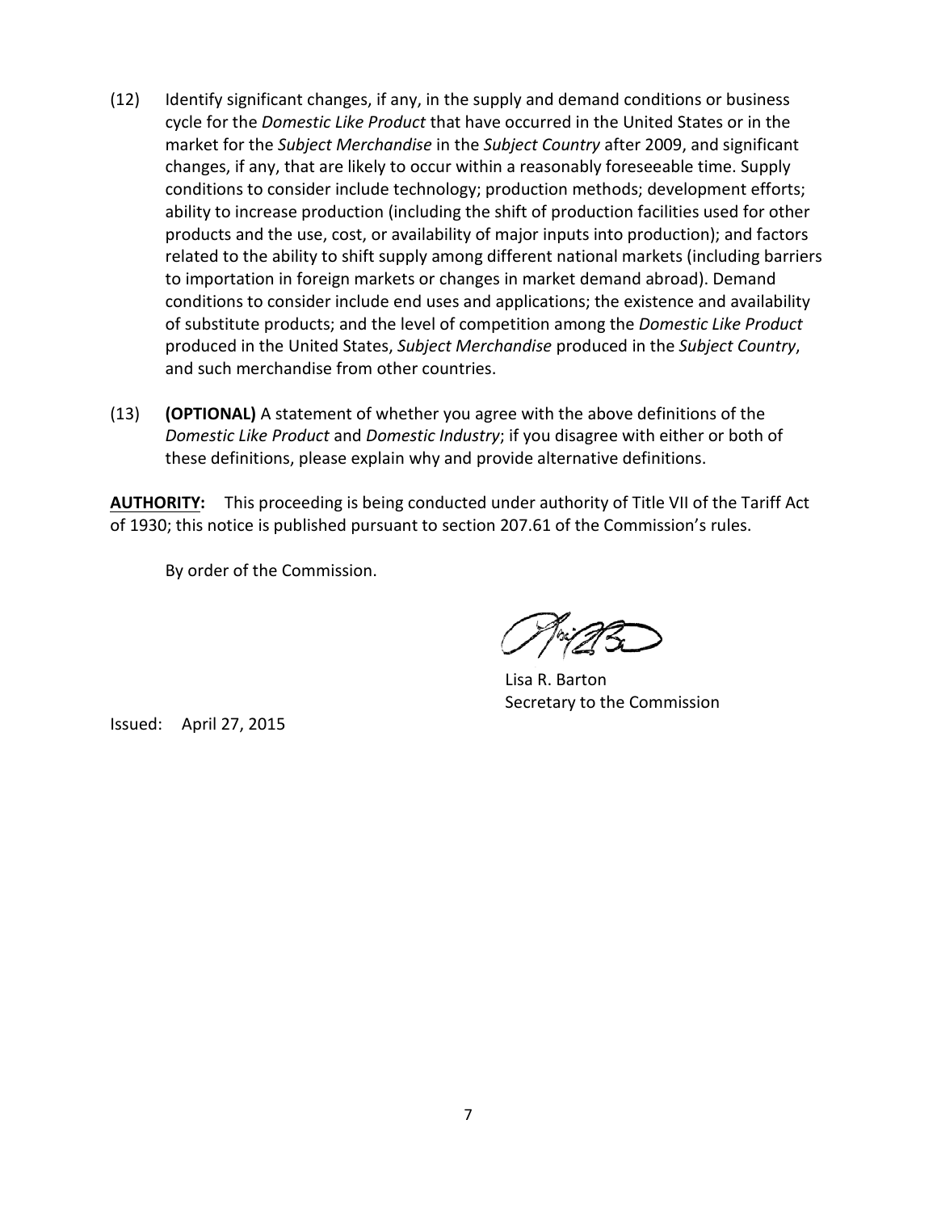(12) Identify significant changes, if any, in the supply and demand conditions or business cycle for the *Domestic Like Product* that have occurred in the United States or in the market for the *Subject Merchandise* in the *Subject Country* after 2009, and significant changes, if any, that are likely to occur within a reasonably foreseeable time. Supply conditions to consider include technology; production methods; development efforts; ability to increase production (including the shift of production facilities used for other products and the use, cost, or availability of major inputs into production); and factors related to the ability to shift supply among different national markets (including barriers to importation in foreign markets or changes in market demand abroad). Demand conditions to consider include end uses and applications; the existence and availability of substitute products; and the level of competition among the *Domestic Like Product* produced in the United States, *Subject Merchandise* produced in the *Subject Country*, and such merchandise from other countries.

(13) **(OPTIONAL)** A statement of whether you agree with the above definitions of the *Domestic Like Product* and *Domestic Industry*; if you disagree with either or both of these definitions, please explain why and provide alternative definitions.

**AUTHORITY:** This proceeding is being conducted under authority of Title VII of the Tariff Act of 1930; this notice is published pursuant to section 207.61 of the Commission's rules.

By order of the Commission.

Lisa R. Barton
Secretary to the Commission

Issued: April 27, 2015